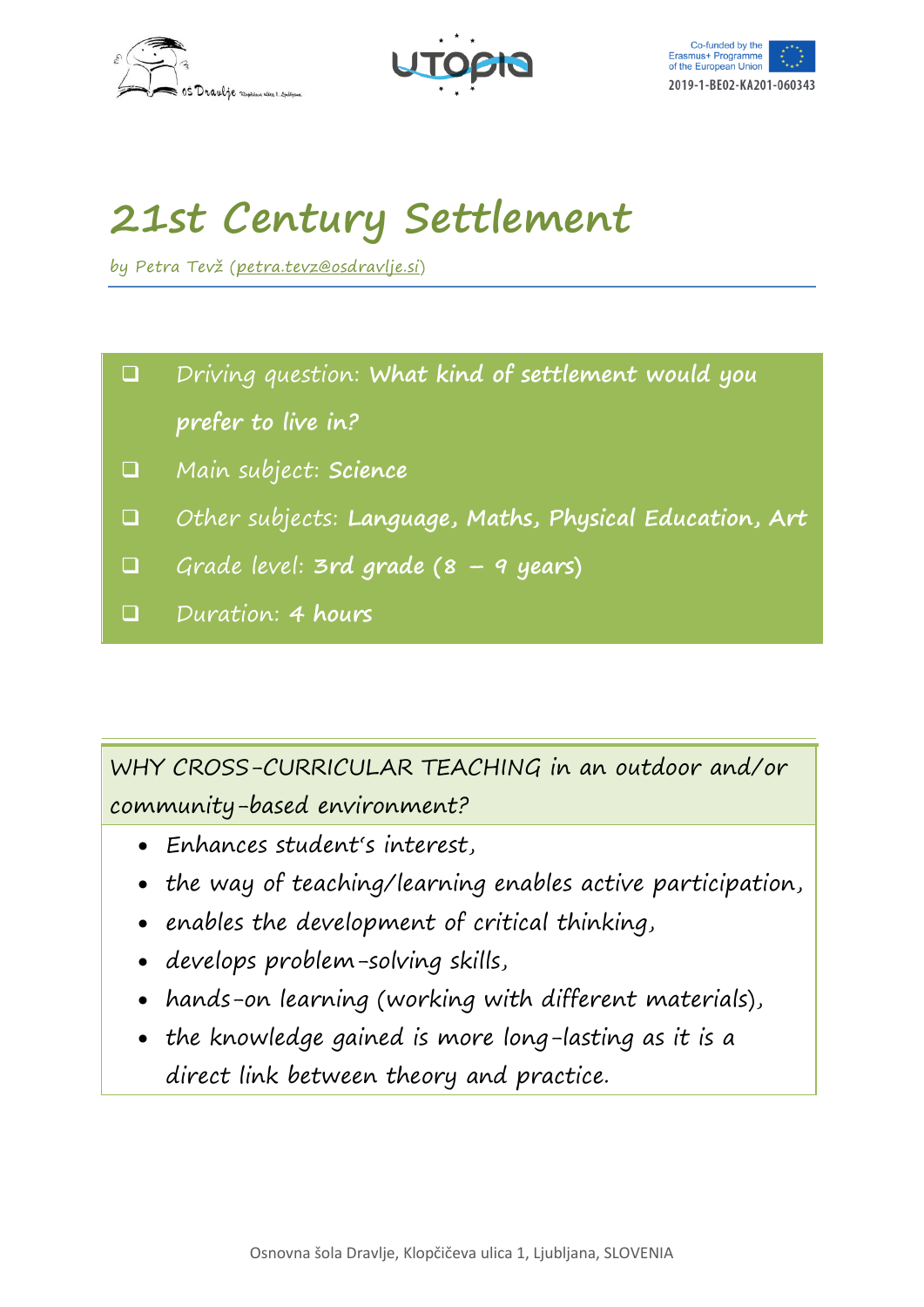# 21st Century Settlement

by Petra Tevž (petra.tevz@osdravlje.si)

- Driving question: **What kind of settlement would you prefer to live in?**
- Main subject: **Science**
- Other subjects: **Language, Maths, Physical Education, Art**
- Grade level: **3rd grade (8 – 9 years)**
- Duration: **4 hours**

WHY CROSS-CURRICULAR TEACHING in an outdoor and/or community-based environment?

- Enhances student's interest,
- the way of teaching/learning enables active participation,
- enables the development of critical thinking,
- develops problem-solving skills,
- hands-on learning (working with different materials),
- the knowledge gained is more long-lasting as it is a direct link between theory and practice.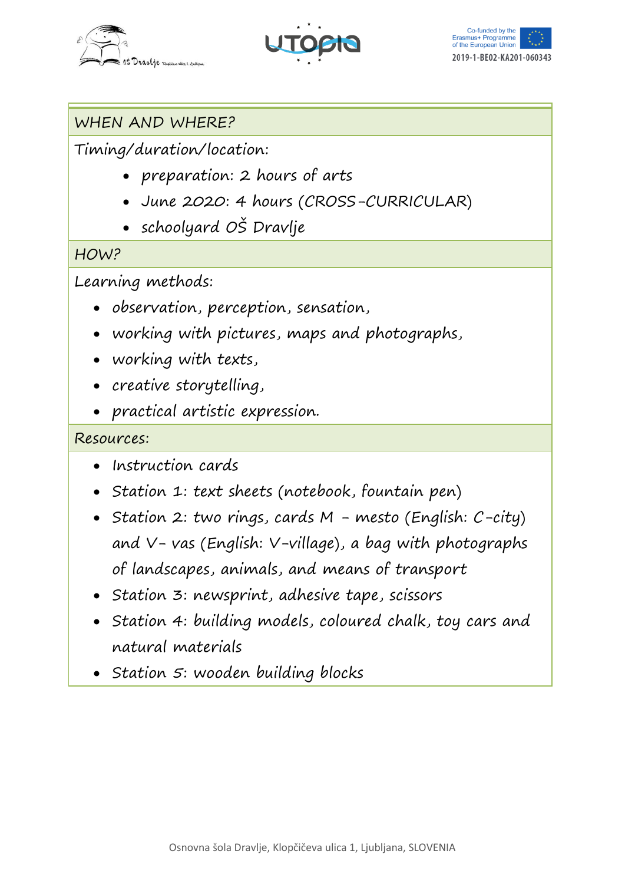## WHEN AND WHERE?

Timing/duration/location:

- preparation: 2 hours of arts
- June 2020: 4 hours (CROSS-CURRICULAR)
- schoolyard OŠ Dravlje

## HOW?

Learning methods:

- observation, perception, sensation,
- working with pictures, maps and photographs,
- working with texts,
- creative storytelling,
- practical artistic expression.

## Resources:

- Instruction cards
- Station 1: text sheets (notebook, fountain pen)
- Station 2: two rings, cards M - mesto (English: C-city) and V- vas (English: V-village), a bag with photographs of landscapes, animals, and means of transport
- Station 3: newsprint, adhesive tape, scissors
- Station 4: building models, coloured chalk, toy cars and natural materials
- Station 5: wooden building blocks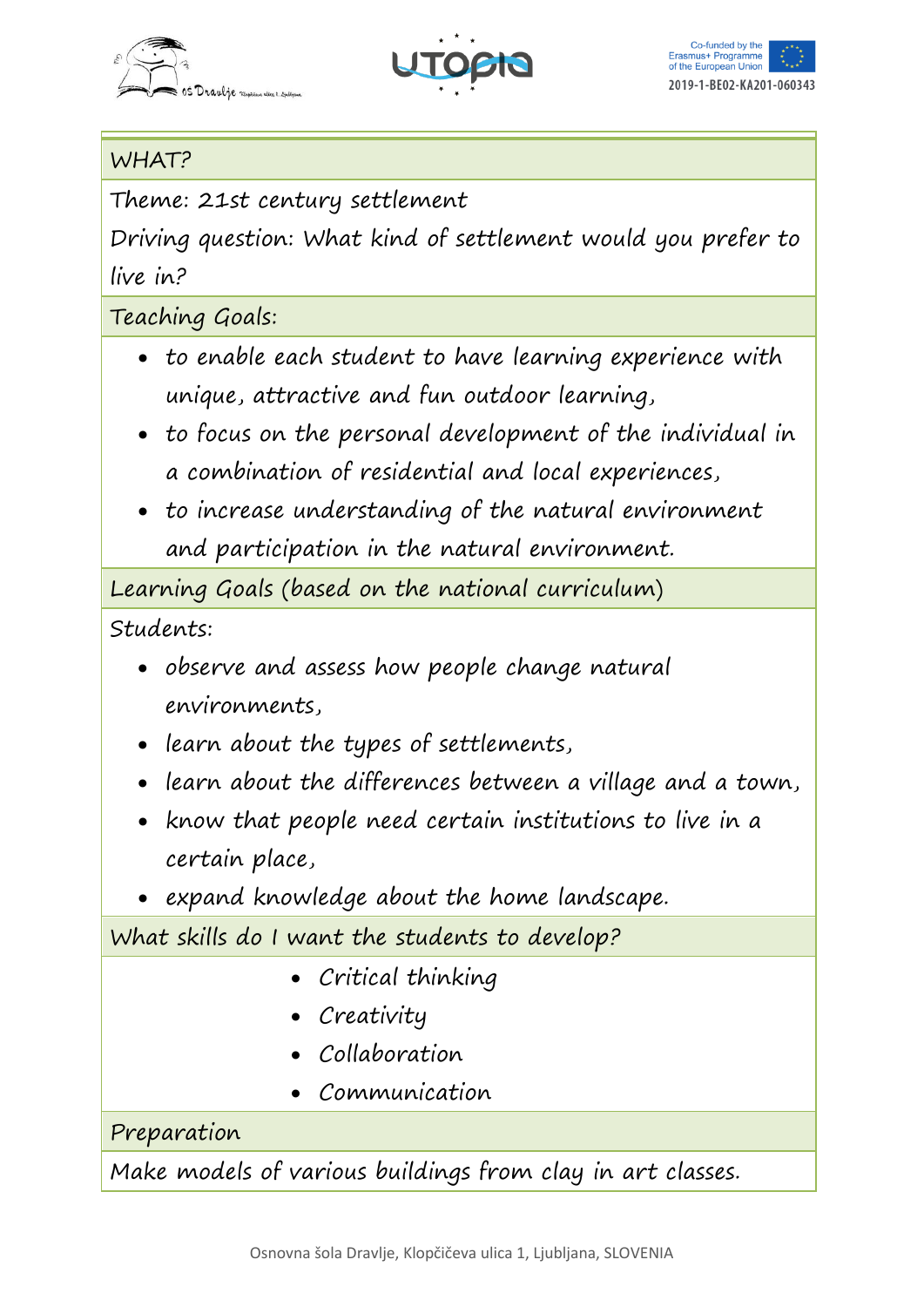| WHAT? |
| --- |
| Theme: 21st century settlement<br>Driving question: What kind of settlement would you prefer to live in? |
| Teaching Goals: |
| • to enable each student to have learning experience with unique, attractive and fun outdoor learning,<br>• to focus on the personal development of the individual in a combination of residential and local experiences,<br>• to increase understanding of the natural environment and participation in the natural environment. |
| Learning Goals (based on the national curriculum) |
| Students:<br>• observe and assess how people change natural environments,<br>• learn about the types of settlements,<br>• learn about the differences between a village and a town,<br>• know that people need certain institutions to live in a certain place,<br>• expand knowledge about the home landscape. |
| What skills do I want the students to develop? |
| • Critical thinking<br>• Creativity<br>• Collaboration<br>• Communication |
| Preparation |
| Make models of various buildings from clay in art classes. |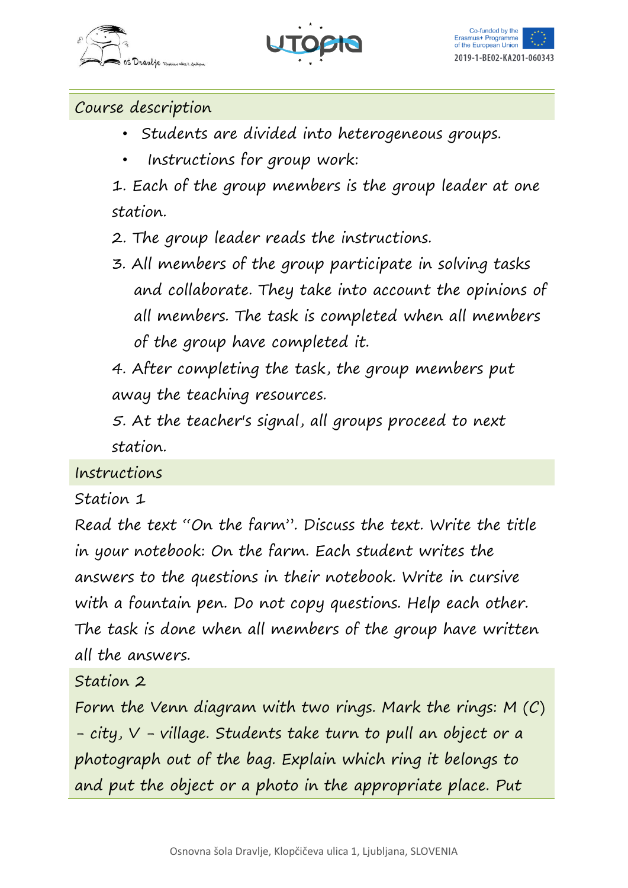## Course description

- Students are divided into heterogeneous groups.
- Instructions for group work:

1. Each of the group members is the group leader at one station.
2. The group leader reads the instructions.
3. All members of the group participate in solving tasks and collaborate. They take into account the opinions of all members. The task is completed when all members of the group have completed it.
4. After completing the task, the group members put away the teaching resources.
5. At the teacher's signal, all groups proceed to next station.

## Instructions

### Station 1

Read the text "On the farm". Discuss the text. Write the title in your notebook: On the farm. Each student writes the answers to the questions in their notebook. Write in cursive with a fountain pen. Do not copy questions. Help each other. The task is done when all members of the group have written all the answers.

### Station 2

Form the Venn diagram with two rings. Mark the rings: M (C) - city, V - village. Students take turn to pull an object or a photograph out of the bag. Explain which ring it belongs to and put the object or a photo in the appropriate place. Put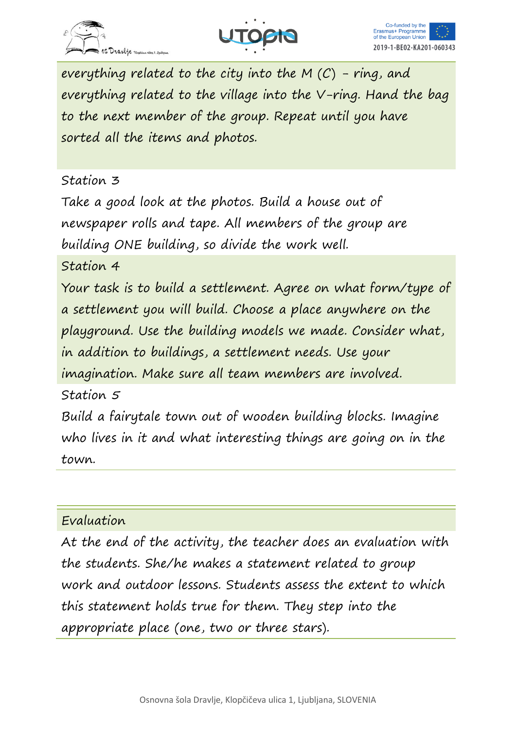everything related to the city into the M (C) - ring, and everything related to the village into the V-ring. Hand the bag to the next member of the group. Repeat until you have sorted all the items and photos.

Station 3

Take a good look at the photos. Build a house out of newspaper rolls and tape. All members of the group are building ONE building, so divide the work well.

Station 4

Your task is to build a settlement. Agree on what form/type of a settlement you will build. Choose a place anywhere on the playground. Use the building models we made. Consider what, in addition to buildings, a settlement needs. Use your imagination. Make sure all team members are involved.

Station 5

Build a fairytale town out of wooden building blocks. Imagine who lives in it and what interesting things are going on in the town.

## Evaluation

At the end of the activity, the teacher does an evaluation with the students. She/he makes a statement related to group work and outdoor lessons. Students assess the extent to which this statement holds true for them. They step into the appropriate place (one, two or three stars).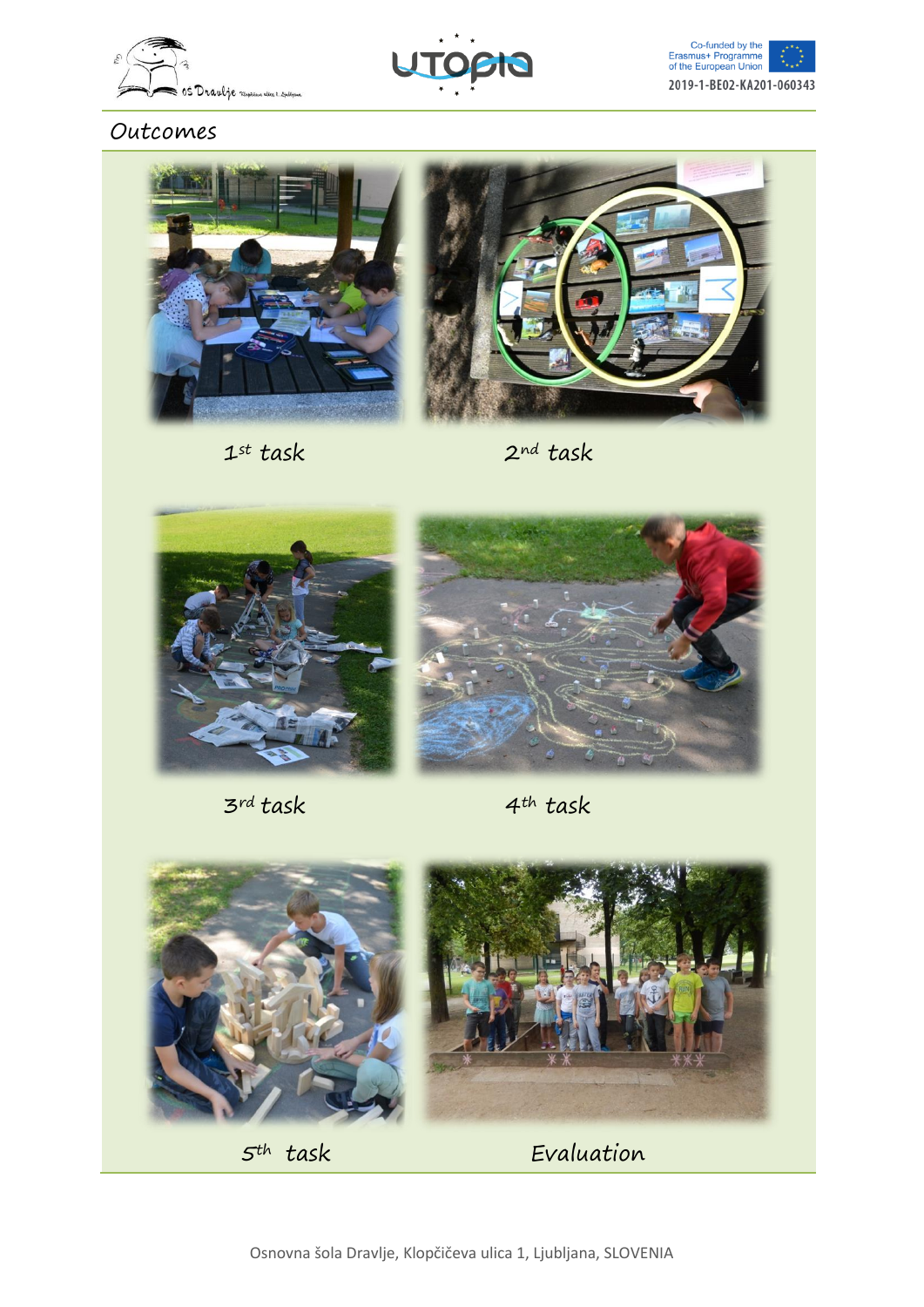## Outcomes

1st task

2nd task

3rd task

4th task

5th task

Evaluation